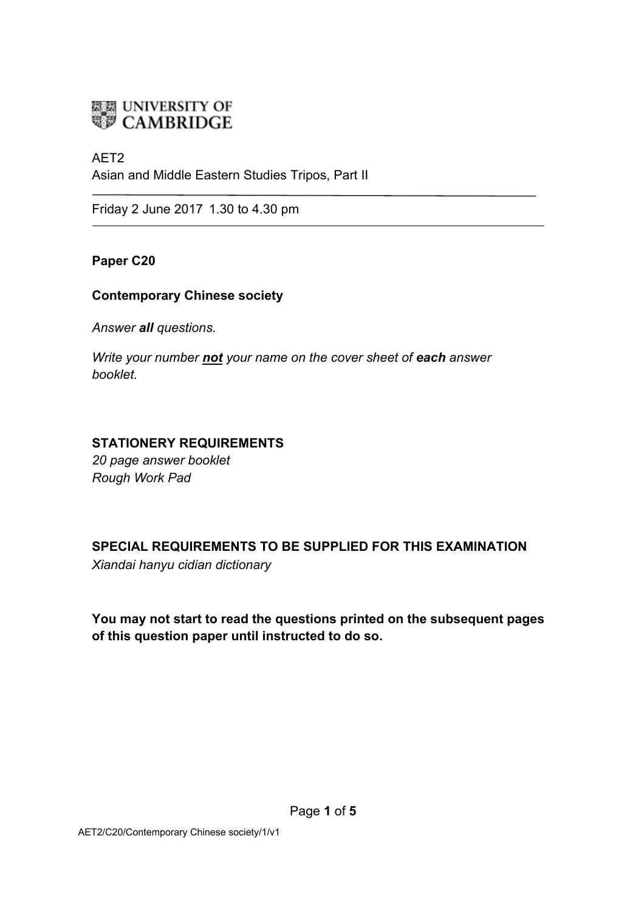# **ELE UNIVERSITY OF**<br>**CAMBRIDGE**

### AET2

Asian and Middle Eastern Studies Tripos, Part II

Friday 2 June 2017 1.30 to 4.30 pm

## **Paper C20**

## **Contemporary Chinese society**

*Answer all questions.* 

*Write your number not your name on the cover sheet of each answer booklet.* 

## **STATIONERY REQUIREMENTS**

*20 page answer booklet Rough Work Pad*

# **SPECIAL REQUIREMENTS TO BE SUPPLIED FOR THIS EXAMINATION**  *Xiandai hanyu cidian dictionary*

**You may not start to read the questions printed on the subsequent pages of this question paper until instructed to do so.**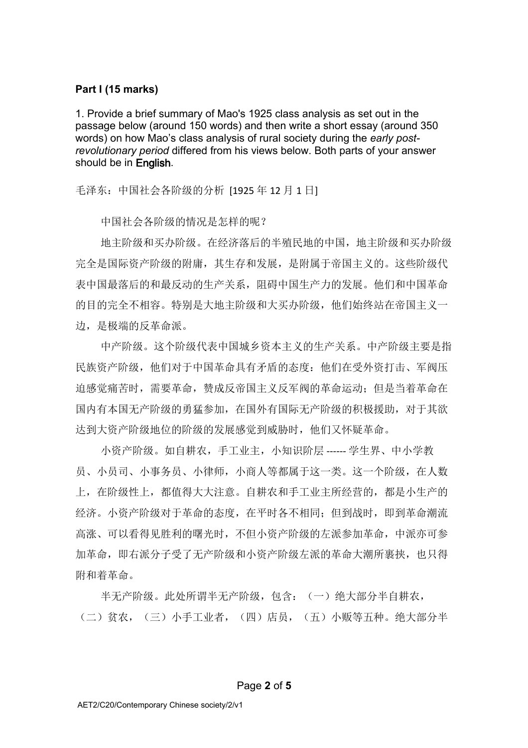#### **Part I (15 marks)**

1. Provide a brief summary of Mao's 1925 class analysis as set out in the passage below (around 150 words) and then write a short essay (around 350 words) on how Mao's class analysis of rural society during the *early postrevolutionary period* differed from his views below. Both parts of your answer should be in English.

毛泽东: 中国社会各阶级的分析 [1925 年 12 月 1 日]

中国社会各阶级的情况是怎样的呢?

地主阶级和买办阶级。在经济落后的半殖民地的中国,地主阶级和买办阶级 完全是国际资产阶级的附庸,其生存和发展,是附属于帝国主义的。这些阶级代 表中国最落后的和最反动的生产关系,阻碍中国生产力的发展。他们和中国革命 的目的完全不相容。特别是大地主阶级和大买办阶级,他们始终站在帝国主义一 边,是极端的反革命派。

中产阶级。这个阶级代表中国城乡资本主义的生产关系。中产阶级主要是指 民族资产阶级,他们对于中国革命具有矛盾的态度:他们在受外资打击、军阀压 迫感觉痛苦时,需要革命,赞成反帝国主义反军阀的革命运动;但是当着革命在 国内有本国无产阶级的勇猛参加,在国外有国际无产阶级的积极援助,对于其欲 达到大资产阶级地位的阶级的发展感觉到威胁时,他们又怀疑革命。

小资产阶级。如自耕农,手工业主,小知识阶层 ------ 学生界、中小学教 员、小员司、小事务员、小律师,小商人等都属于这一类。这一个阶级,在人数 上,在阶级性上,都值得大大注意。自耕农和手工业主所经营的,都是小生产的 经济。小资产阶级对于革命的态度,在平时各不相同;但到战时,即到革命潮流 高涨、可以看得见胜利的曙光时,不但小资产阶级的左派参加革命,中派亦可参 加革命,即右派分子受了无产阶级和小资产阶级左派的革命大潮所裹挟,也只得 附和着革命。

半无产阶级。此处所谓半无产阶级,包含: (一)绝大部分半自耕农, (二)贫农,(三)小手工业者,(四)店员,(五)小贩等五种。绝大部分半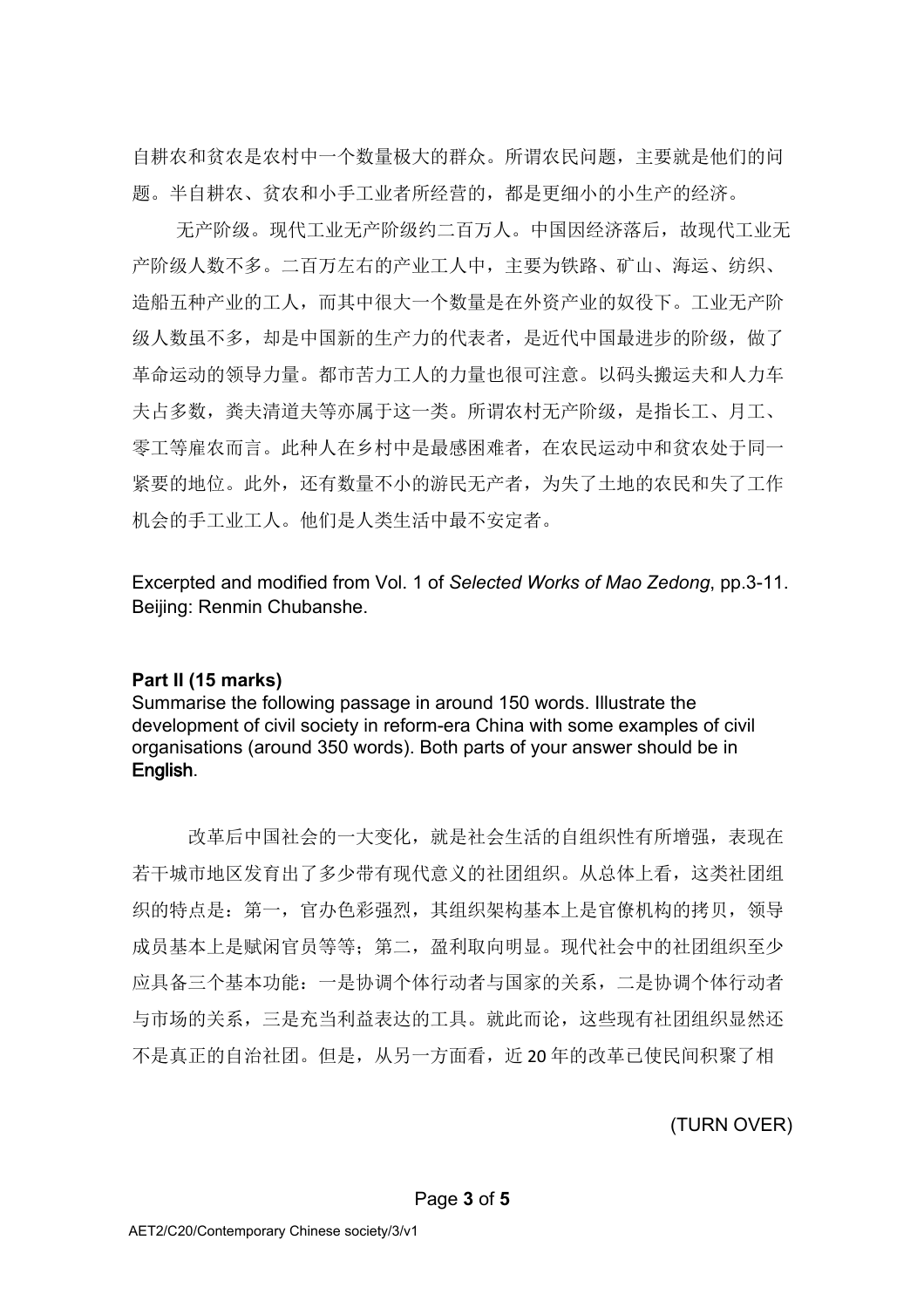自耕农和贫农是农村中一个数量极大的群众。所谓农民问题,主要就是他们的问 题。半自耕农、贫农和小手工业者所经营的,都是更细小的小生产的经济。

无产阶级。现代工业无产阶级约二百万人。中国因经济落后,故现代工业无 产阶级人数不多。二百万左右的产业工人中,主要为铁路、矿山、海运、纺织、 造船五种产业的工人,而其中很大一个数量是在外资产业的奴役下。工业无产阶 级人数虽不多,却是中国新的生产力的代表者,是近代中国最进步的阶级,做了 革命运动的领导力量。都市苦力工人的力量也很可注意。以码头搬运夫和人力车 夫占多数,粪夫清道夫等亦属于这一类。所谓农村无产阶级,是指长工、月工、 零工等雇农而言。此种人在乡村中是最感困难者,在农民运动中和贫农处于同一 紧要的地位。此外,还有数量不小的游民无产者,为失了土地的农民和失了工作 机会的手工业工人。他们是人类生活中最不安定者。

Excerpted and modified from Vol. 1 of *Selected Works of Mao Zedong*, pp.3-11. Beijing: Renmin Chubanshe.

#### **Part II (15 marks)**

Summarise the following passage in around 150 words. Illustrate the development of civil society in reform-era China with some examples of civil organisations (around 350 words). Both parts of your answer should be in English.

改革后中国社会的一大变化,就是社会生活的自组织性有所增强,表现在 若干城市地区发育出了多少带有现代意义的社团组织。从总体上看,这类社团组 织的特点是: 第一, 官办色彩强烈, 其组织架构基本上是官僚机构的拷贝, 领导 成员基本上是赋闲官员等等;第二,盈利取向明显。现代社会中的社团组织至少 应具备三个基本功能:一是协调个体行动者与国家的关系,二是协调个体行动者 与市场的关系,三是充当利益表达的工具。就此而论,这些现有社团组织显然还 不是真正的自治社团。但是,从另一方面看,近 20 年的改革已使民间积聚了相

(TURN OVER)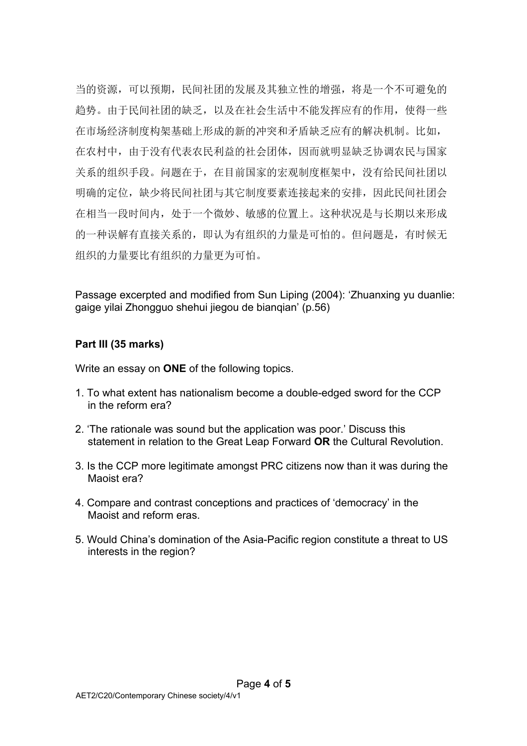当的资源,可以预期,民间社团的发展及其独立性的增强,将是一个不可避免的 趋势。由于民间社团的缺乏,以及在社会生活中不能发挥应有的作用,使得一些 在市场经济制度构架基础上形成的新的冲突和矛盾缺乏应有的解决机制。比如, 在农村中,由于没有代表农民利益的社会团体,因而就明显缺乏协调农民与国家 关系的组织手段。问题在于,在目前国家的宏观制度框架中,没有给民间社团以 明确的定位,缺少将民间社团与其它制度要素连接起来的安排,因此民间社团会 在相当一段时间内,处于一个微妙、敏感的位置上。这种状况是与长期以来形成 的一种误解有直接关系的,即认为有组织的力量是可怕的。但问题是,有时候无 组织的力量要比有组织的力量更为可怕。

Passage excerpted and modified from Sun Liping (2004): 'Zhuanxing yu duanlie: gaige yilai Zhongguo shehui jiegou de bianqian' (p.56)

# **Part III (35 marks)**

Write an essay on **ONE** of the following topics.

- 1. To what extent has nationalism become a double-edged sword for the CCP in the reform era?
- 2. 'The rationale was sound but the application was poor.' Discuss this statement in relation to the Great Leap Forward **OR** the Cultural Revolution.
- 3. Is the CCP more legitimate amongst PRC citizens now than it was during the Maoist era?
- 4. Compare and contrast conceptions and practices of 'democracy' in the Maoist and reform eras.
- 5. Would China's domination of the Asia-Pacific region constitute a threat to US interests in the region?